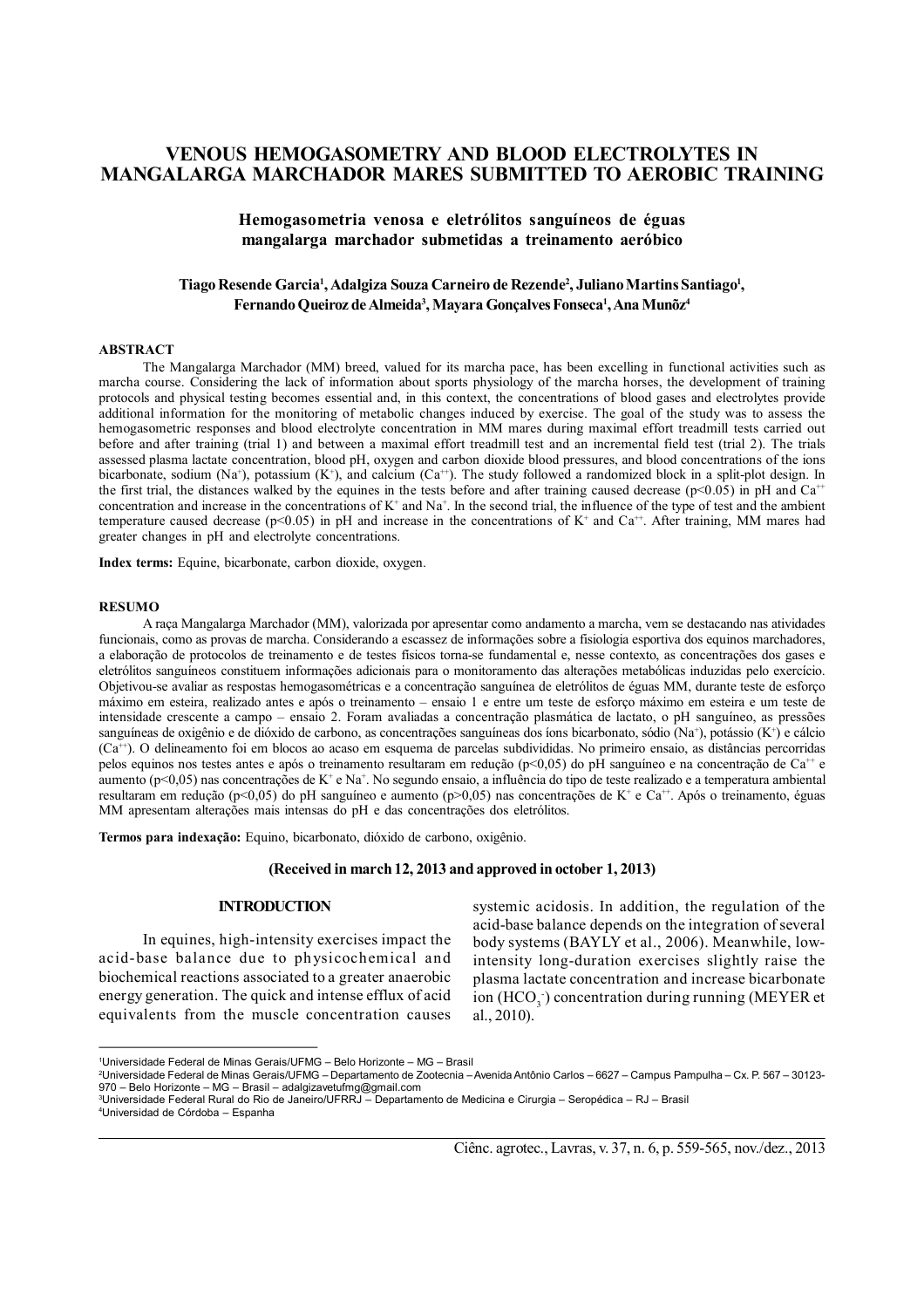# VENOUS HEMOGASOMETRY AND BLOOD ELECTROLYTES IN MANGALARGA MARCHADOR MARES SUBMITTED TO AEROBIC TRAINING

## Hemogasometria venosa e eletrólitos sanguíneos de éguas mangalarga marchador submetidas a treinamento aeróbico

**Tiago Resende Garcia[1], Adalgiza Souza Carneiro de Rezende[2], Juliano Martins Santiago[1], Fernando Queiroz de Almeida[3], Mayara Gonçalves Fonseca[1], Ana Munõz[4]**

### ABSTRACT

The Mangalarga Marchador (MM) breed, valued for its marcha pace, has been excelling in functional activities such as marcha course. Considering the lack of information about sports physiology of the marcha horses, the development of training protocols and physical testing becomes essential and, in this context, the concentrations of blood gases and electrolytes provide additional information for the monitoring of metabolic changes induced by exercise. The goal of the study was to assess the hemogasometric responses and blood electrolyte concentration in MM mares during maximal effort treadmill tests carried out before and after training (trial 1) and between a maximal effort treadmill test and an incremental field test (trial 2). The trials assessed plasma lactate concentration, blood pH, oxygen and carbon dioxide blood pressures, and blood concentrations of the ions bicarbonate, sodium ($Na^+$), potassium ($K^+$), and calcium ($Ca^{++}$). The study followed a randomized block in a split-plot design. In the first trial, the distances walked by the equines in the tests before and after training caused decrease ($p<0.05$) in pH and $Ca^{++}$ concentration and increase in the concentrations of $K^+$ and $Na^+$. In the second trial, the influence of the type of test and the ambient temperature caused decrease ($p<0.05$) in pH and increase in the concentrations of $K^+$ and $Ca^{++}$. After training, MM mares had greater changes in pH and electrolyte concentrations.

**Index terms:** Equine, bicarbonate, carbon dioxide, oxygen.

### RESUMO

A raça Mangalarga Marchador (MM), valorizada por apresentar como andamento a marcha, vem se destacando nas atividades funcionais, como as provas de marcha. Considerando a escassez de informações sobre a fisiologia esportiva dos equinos marchadores, a elaboração de protocolos de treinamento e de testes físicos torna-se fundamental e, nesse contexto, as concentrações dos gases e eletrólitos sanguíneos constituem informações adicionais para o monitoramento das alterações metabólicas induzidas pelo exercício. Objetivou-se avaliar as respostas hemogasométricas e a concentração sanguínea de eletrólitos de éguas MM, durante teste de esforço máximo em esteira, realizado antes e após o treinamento – ensaio 1 e entre um teste de esforço máximo em esteira e um teste de intensidade crescente a campo – ensaio 2. Foram avaliadas a concentração plasmática de lactato, o pH sanguíneo, as pressões sanguíneas de oxigênio e de dióxido de carbono, as concentrações sanguíneas dos íons bicarbonato, sódio ($Na^+$), potássio ($K^+$) e cálcio ($Ca^{++}$). O delineamento foi em blocos ao acaso em esquema de parcelas subdivididas. No primeiro ensaio, as distâncias percorridas pelos equinos nos testes antes e após o treinamento resultaram em redução ($p<0,05$) do pH sanguíneo e na concentração de $Ca^{++}$ e aumento ($p<0,05$) nas concentrações de $K^+$ e $Na^+$. No segundo ensaio, a influência do tipo de teste realizado e a temperatura ambiental resultaram em redução ($p<0,05$) do pH sanguíneo e aumento ($p>0,05$) nas concentrações de $K^+$ e $Ca^{++}$. Após o treinamento, éguas MM apresentam alterações mais intensas do pH e das concentrações dos eletrólitos.

**Termos para indexação:** Equino, bicarbonato, dióxido de carbono, oxigênio.

**(Received in march 12, 2013 and approved in october 1, 2013)**

### INTRODUCTION

In equines, high-intensity exercises impact the acid-base balance due to physicochemical and biochemical reactions associated to a greater anaerobic energy generation. The quick and intense efflux of acid equivalents from the muscle concentration causes systemic acidosis. In addition, the regulation of the acid-base balance depends on the integration of several body systems (BAYLY et al., 2006). Meanwhile, low-intensity long-duration exercises slightly raise the plasma lactate concentration and increase bicarbonate ion ($HCO_3^-$) concentration during running (MEYER et al., 2010).

[1]Universidade Federal de Minas Gerais/UFMG – Belo Horizonte – MG – Brasil
[2]Universidade Federal de Minas Gerais/UFMG – Departamento de Zootecnia – Avenida Antônio Carlos – 6627 – Campus Pampulha – Cx. P. 567 – 30123-970 – Belo Horizonte – MG – Brasil – adalgizavetufmg@gmail.com
[3]Universidade Federal Rural do Rio de Janeiro/UFRRJ – Departamento de Medicina e Cirurgia – Seropédica – RJ – Brasil
[4]Universidade de Córdoba – Espanha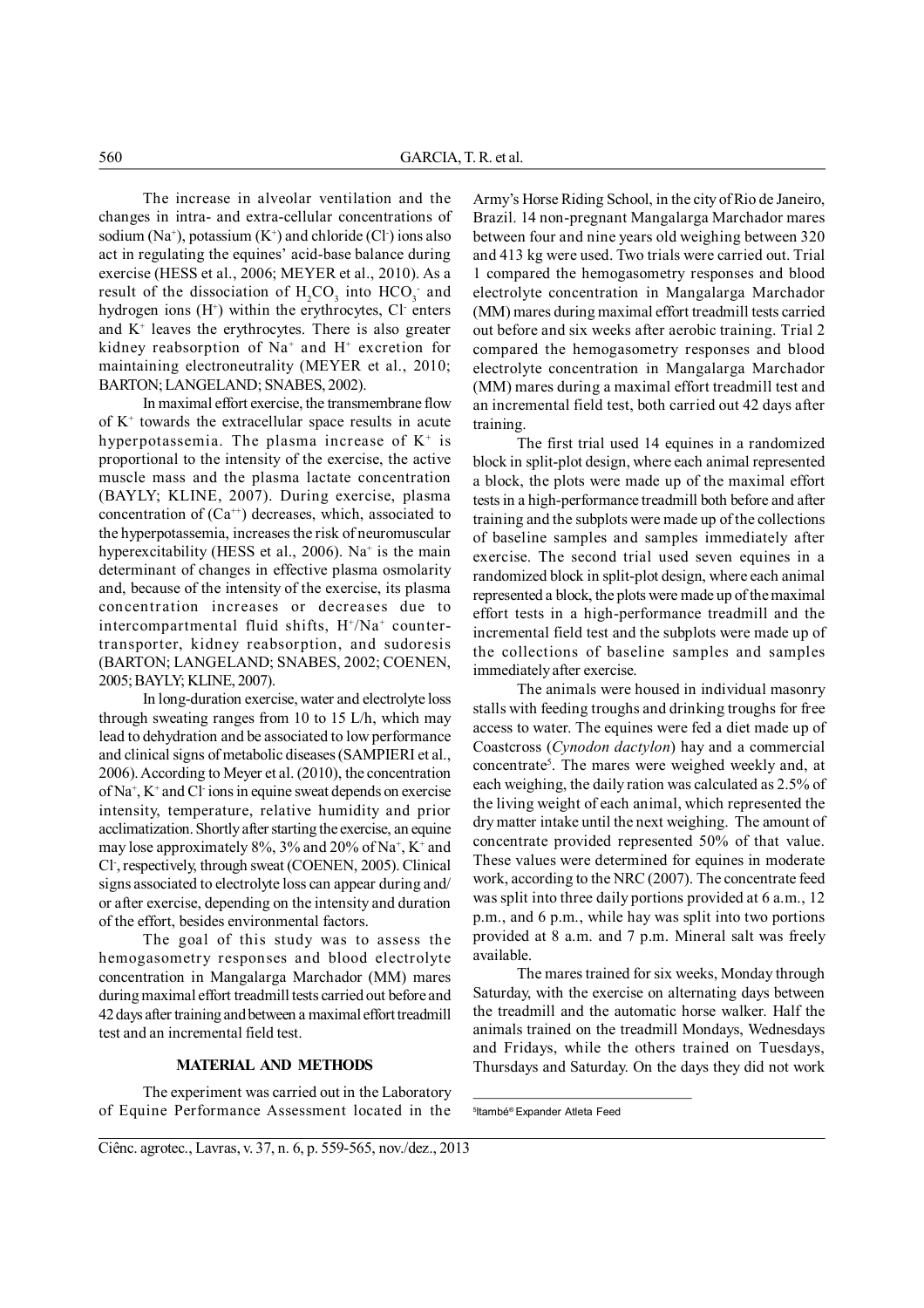The increase in alveolar ventilation and the changes in intra- and extra-cellular concentrations of sodium ($Na^+$), potassium ($K^+$) and chloride ($Cl^-$) ions also act in regulating the equines' acid-base balance during exercise (HESS et al., 2006; MEYER et al., 2010). As a result of the dissociation of $H_2CO_3$ into $HCO_3^-$ and hydrogen ions ($H^+$) within the erythrocytes, $Cl^-$ enters and $K^+$ leaves the erythrocytes. There is also greater kidney reabsorption of $Na^+$ and $H^+$ excretion for maintaining electroneutrality (MEYER et al., 2010; BARTON; LANGELAND; SNABES, 2002).

In maximal effort exercise, the transmembrane flow of $K^+$ towards the extracellular space results in acute hyperpotassemia. The plasma increase of $K^+$ is proportional to the intensity of the exercise, the active muscle mass and the plasma lactate concentration (BAYLY; KLINE, 2007). During exercise, plasma concentration of ($Ca^{++}$) decreases, which, associated to the hyperpotassemia, increases the risk of neuromuscular hyperexcitability (HESS et al., 2006). $Na^+$ is the main determinant of changes in effective plasma osmolarity and, because of the intensity of the exercise, its plasma concentration increases or decreases due to intercompartmental fluid shifts, $H^+/Na^+$ counter-transporter, kidney reabsorption, and sudoresis (BARTON; LANGELAND; SNABES, 2002; COENEN, 2005; BAYLY; KLINE, 2007).

In long-duration exercise, water and electrolyte loss through sweating ranges from 10 to 15 L/h, which may lead to dehydration and be associated to low performance and clinical signs of metabolic diseases (SAMPIERI et al., 2006). According to Meyer et al. (2010), the concentration of $Na^+$, $K^+$ and $Cl^-$ ions in equine sweat depends on exercise intensity, temperature, relative humidity and prior acclimatization. Shortly after starting the exercise, an equine may lose approximately 8%, 3% and 20% of $Na^+$, $K^+$ and $Cl^-$, respectively, through sweat (COENEN, 2005). Clinical signs associated to electrolyte loss can appear during and/or after exercise, depending on the intensity and duration of the effort, besides environmental factors.

The goal of this study was to assess the hemogasometry responses and blood electrolyte concentration in Mangalarga Marchador (MM) mares during maximal effort treadmill tests carried out before and 42 days after training and between a maximal effort treadmill test and an incremental field test.

## MATERIAL AND METHODS

The experiment was carried out in the Laboratory of Equine Performance Assessment located in the Army's Horse Riding School, in the city of Rio de Janeiro, Brazil. 14 non-pregnant Mangalarga Marchador mares between four and nine years old weighing between 320 and 413 kg were used. Two trials were carried out. Trial 1 compared the hemogasometry responses and blood electrolyte concentration in Mangalarga Marchador (MM) mares during maximal effort treadmill tests carried out before and six weeks after aerobic training. Trial 2 compared the hemogasometry responses and blood electrolyte concentration in Mangalarga Marchador (MM) mares during a maximal effort treadmill test and an incremental field test, both carried out 42 days after training.

The first trial used 14 equines in a randomized block in split-plot design, where each animal represented a block, the plots were made up of the maximal effort tests in a high-performance treadmill both before and after training and the subplots were made up of the collections of baseline samples and samples immediately after exercise. The second trial used seven equines in a randomized block in split-plot design, where each animal represented a block, the plots were made up of the maximal effort tests in a high-performance treadmill and the incremental field test and the subplots were made up of the collections of baseline samples and samples immediately after exercise.

The animals were housed in individual masonry stalls with feeding troughs and drinking troughs for free access to water. The equines were fed a diet made up of Coastcross (*Cynodon dactylon*) hay and a commercial concentrate[5]. The mares were weighed weekly and, at each weighing, the daily ration was calculated as 2.5% of the living weight of each animal, which represented the dry matter intake until the next weighing. The amount of concentrate provided represented 50% of that value. These values were determined for equines in moderate work, according to the NRC (2007). The concentrate feed was split into three daily portions provided at 6 a.m., 12 p.m., and 6 p.m., while hay was split into two portions provided at 8 a.m. and 7 p.m. Mineral salt was freely available.

The mares trained for six weeks, Monday through Saturday, with the exercise on alternating days between the treadmill and the automatic horse walker. Half the animals trained on the treadmill Mondays, Wednesdays and Fridays, while the others trained on Tuesdays, Thursdays and Saturday. On the days they did not work

[5]Itambé® Expander Atleta Feed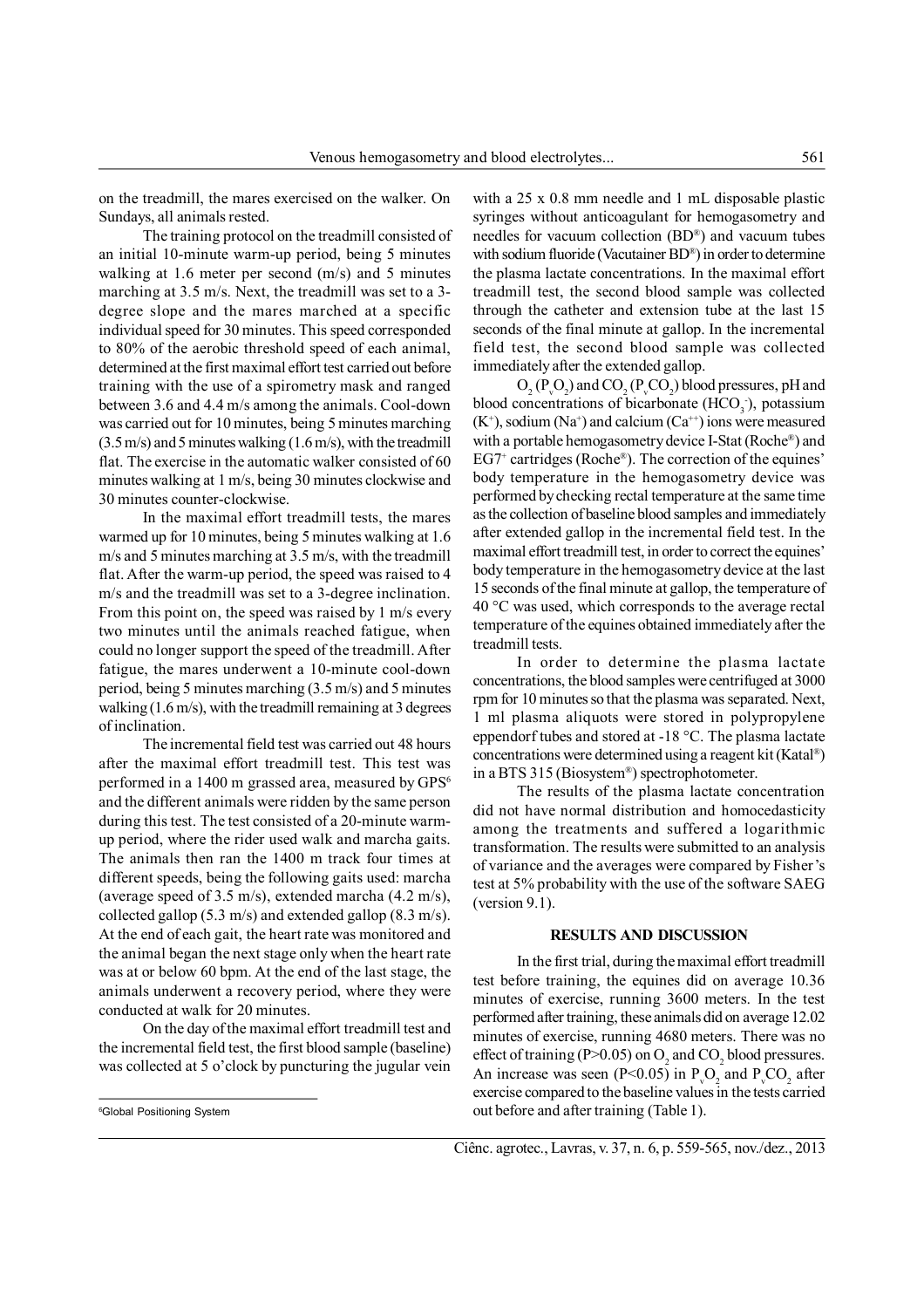on the treadmill, the mares exercised on the walker. On Sundays, all animals rested.

The training protocol on the treadmill consisted of an initial 10-minute warm-up period, being 5 minutes walking at 1.6 meter per second (m/s) and 5 minutes marching at 3.5 m/s. Next, the treadmill was set to a 3-degree slope and the mares marched at a specific individual speed for 30 minutes. This speed corresponded to 80% of the aerobic threshold speed of each animal, determined at the first maximal effort test carried out before training with the use of a spirometry mask and ranged between 3.6 and 4.4 m/s among the animals. Cool-down was carried out for 10 minutes, being 5 minutes marching (3.5 m/s) and 5 minutes walking (1.6 m/s), with the treadmill flat. The exercise in the automatic walker consisted of 60 minutes walking at 1 m/s, being 30 minutes clockwise and 30 minutes counter-clockwise.

In the maximal effort treadmill tests, the mares warmed up for 10 minutes, being 5 minutes walking at 1.6 m/s and 5 minutes marching at 3.5 m/s, with the treadmill flat. After the warm-up period, the speed was raised to 4 m/s and the treadmill was set to a 3-degree inclination. From this point on, the speed was raised by 1 m/s every two minutes until the animals reached fatigue, when could no longer support the speed of the treadmill. After fatigue, the mares underwent a 10-minute cool-down period, being 5 minutes marching (3.5 m/s) and 5 minutes walking (1.6 m/s), with the treadmill remaining at 3 degrees of inclination.

The incremental field test was carried out 48 hours after the maximal effort treadmill test. This test was performed in a 1400 m grassed area, measured by GPS[6] and the different animals were ridden by the same person during this test. The test consisted of a 20-minute warm-up period, where the rider used walk and marcha gaits. The animals then ran the 1400 m track four times at different speeds, being the following gaits used: marcha (average speed of 3.5 m/s), extended marcha (4.2 m/s), collected gallop (5.3 m/s) and extended gallop (8.3 m/s). At the end of each gait, the heart rate was monitored and the animal began the next stage only when the heart rate was at or below 60 bpm. At the end of the last stage, the animals underwent a recovery period, where they were conducted at walk for 20 minutes.

On the day of the maximal effort treadmill test and the incremental field test, the first blood sample (baseline) was collected at 5 o'clock by puncturing the jugular vein with a 25 x 0.8 mm needle and 1 mL disposable plastic syringes without anticoagulant for hemogasometry and needles for vacuum collection (BD®) and vacuum tubes with sodium fluoride (Vacutainer BD®) in order to determine the plasma lactate concentrations. In the maximal effort treadmill test, the second blood sample was collected through the catheter and extension tube at the last 15 seconds of the final minute at gallop. In the incremental field test, the second blood sample was collected immediately after the extended gallop.

$O_2$ ($P_vO_2$) and $CO_2$ ($P_vCO_2$) blood pressures, pH and blood concentrations of bicarbonate ($HCO_3^-$), potassium ($K^+$), sodium ($Na^+$) and calcium ($Ca^{++}$) ions were measured with a portable hemogasometry device I-Stat (Roche®) and $EG7^+$ cartridges (Roche®). The correction of the equines' body temperature in the hemogasometry device was performed by checking rectal temperature at the same time as the collection of baseline blood samples and immediately after extended gallop in the incremental field test. In the maximal effort treadmill test, in order to correct the equines' body temperature in the hemogasometry device at the last 15 seconds of the final minute at gallop, the temperature of 40 °C was used, which corresponds to the average rectal temperature of the equines obtained immediately after the treadmill tests.

In order to determine the plasma lactate concentrations, the blood samples were centrifuged at 3000 rpm for 10 minutes so that the plasma was separated. Next, 1 ml plasma aliquots were stored in polypropylene eppendorf tubes and stored at -18 °C. The plasma lactate concentrations were determined using a reagent kit (Katal®) in a BTS 315 (Biosystem®) spectrophotometer.

The results of the plasma lactate concentration did not have normal distribution and homocedasticity among the treatments and suffered a logarithmic transformation. The results were submitted to an analysis of variance and the averages were compared by Fisher's test at 5% probability with the use of the software SAEG (version 9.1).

## RESULTS AND DISCUSSION

In the first trial, during the maximal effort treadmill test before training, the equines did on average 10.36 minutes of exercise, running 3600 meters. In the test performed after training, these animals did on average 12.02 minutes of exercise, running 4680 meters. There was no effect of training ($P>0.05$) on $O_2$ and $CO_2$ blood pressures. An increase was seen ($P<0.05$) in $P_vO_2$ and $P_vCO_2$ after exercise compared to the baseline values in the tests carried out before and after training (Table 1).

---

[6]Global Positioning System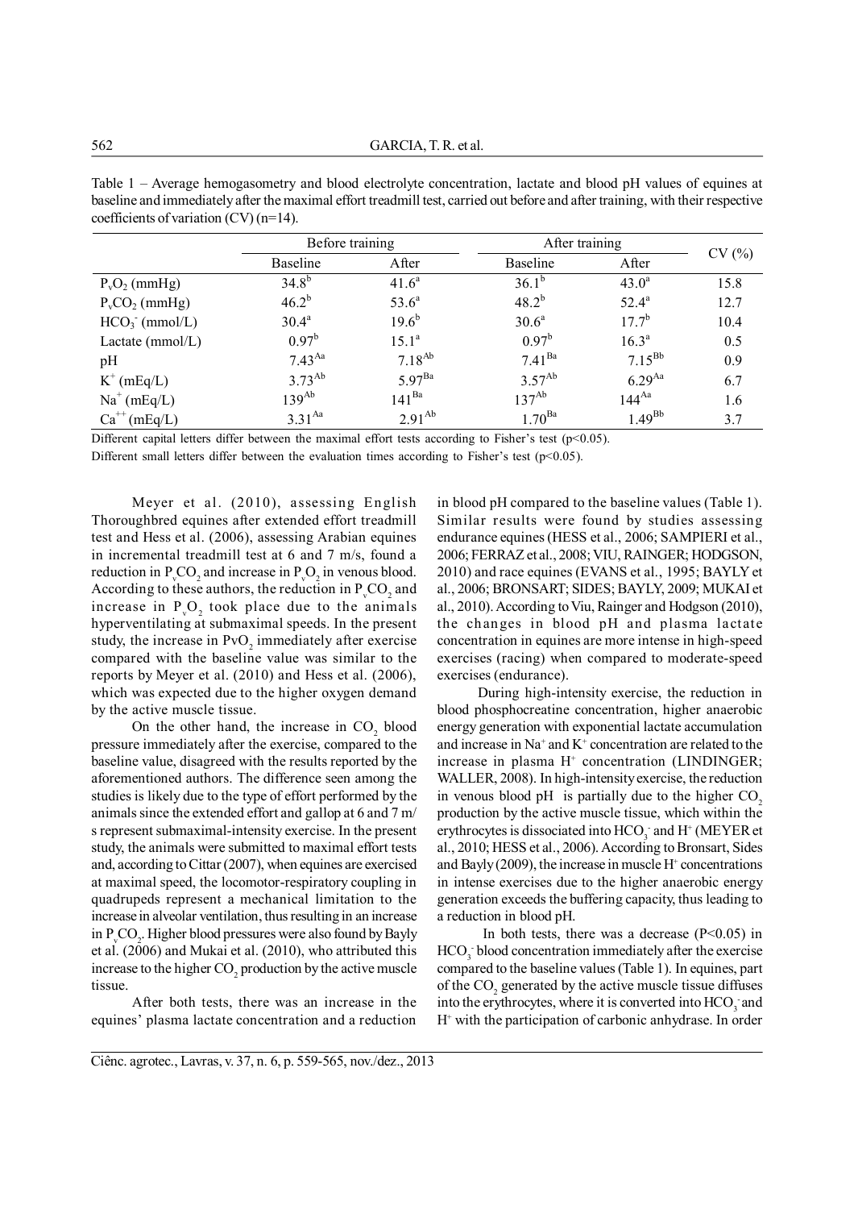Table 1 – Average hemogasometry and blood electrolyte concentration, lactate and blood pH values of equines at baseline and immediately after the maximal effort treadmill test, carried out before and after training, with their respective coefficients of variation (CV) (n=14).

| | Before training | | After training | | CV (%) |
|---|---|---|---|---|---|
| | Baseline | After | Baseline | After | |
| $P_vO_2$ (mmHg) | $34.8^{b}$ | $41.6^{a}$ | $36.1^{b}$ | $43.0^{a}$ | 15.8 |
| $P_vCO_2$ (mmHg) | $46.2^{b}$ | $53.6^{a}$ | $48.2^{b}$ | $52.4^{a}$ | 12.7 |
| $HCO_3^-$ (mmol/L) | $30.4^{a}$ | $19.6^{b}$ | $30.6^{a}$ | $17.7^{b}$ | 10.4 |
| Lactate (mmol/L) | $0.97^{b}$ | $15.1^{a}$ | $0.97^{b}$ | $16.3^{a}$ | 0.5 |
| pH | $7.43^{Aa}$ | $7.18^{Ab}$ | $7.41^{Ba}$ | $7.15^{Bb}$ | 0.9 |
| $K^+$ (mEq/L) | $3.73^{Ab}$ | $5.97^{Ba}$ | $3.57^{Ab}$ | $6.29^{Aa}$ | 6.7 |
| $Na^+$ (mEq/L) | $139^{Ab}$ | $141^{Ba}$ | $137^{Ab}$ | $144^{Aa}$ | 1.6 |
| $Ca^{++}$ (mEq/L) | $3.31^{Aa}$ | $2.91^{Ab}$ | $1.70^{Ba}$ | $1.49^{Bb}$ | 3.7 |

Different capital letters differ between the maximal effort tests according to Fisher's test ($p<0.05$).
Different small letters differ between the evaluation times according to Fisher's test ($p<0.05$).

Meyer et al. (2010), assessing English Thoroughbred equines after extended effort treadmill test and Hess et al. (2006), assessing Arabian equines in incremental treadmill test at 6 and 7 m/s, found a reduction in $P_vCO_2$ and increase in $P_vO_2$ in venous blood. According to these authors, the reduction in $P_vCO_2$ and increase in $P_vO_2$ took place due to the animals hyperventilating at submaximal speeds. In the present study, the increase in $PvO_2$ immediately after exercise compared with the baseline value was similar to the reports by Meyer et al. (2010) and Hess et al. (2006), which was expected due to the higher oxygen demand by the active muscle tissue.

On the other hand, the increase in $CO_2$ blood pressure immediately after the exercise, compared to the baseline value, disagreed with the results reported by the aforementioned authors. The difference seen among the studies is likely due to the type of effort performed by the animals since the extended effort and gallop at 6 and 7 m/s represent submaximal-intensity exercise. In the present study, the animals were submitted to maximal effort tests and, according to Cittar (2007), when equines are exercised at maximal speed, the locomotor-respiratory coupling in quadrupeds represent a mechanical limitation to the increase in alveolar ventilation, thus resulting in an increase in $P_vCO_2$. Higher blood pressures were also found by Bayly et al. (2006) and Mukai et al. (2010), who attributed this increase to the higher $CO_2$ production by the active muscle tissue.

After both tests, there was an increase in the equines' plasma lactate concentration and a reduction in blood pH compared to the baseline values (Table 1). Similar results were found by studies assessing endurance equines (HESS et al., 2006; SAMPIERI et al., 2006; FERRAZ et al., 2008; VIU, RAINGER; HODGSON, 2010) and race equines (EVANS et al., 1995; BAYLY et al., 2006; BRONSART; SIDES; BAYLY, 2009; MUKAI et al., 2010). According to Viu, Rainger and Hodgson (2010), the changes in blood pH and plasma lactate concentration in equines are more intense in high-speed exercises (racing) when compared to moderate-speed exercises (endurance).

During high-intensity exercise, the reduction in blood phosphocreatine concentration, higher anaerobic energy generation with exponential lactate accumulation and increase in $Na^+$ and $K^+$ concentration are related to the increase in plasma $H^+$ concentration (LINDINGER; WALLER, 2008). In high-intensity exercise, the reduction in venous blood pH is partially due to the higher $CO_2$ production by the active muscle tissue, which within the erythrocytes is dissociated into $HCO_3^-$ and $H^+$ (MEYER et al., 2010; HESS et al., 2006). According to Bronsart, Sides and Bayly (2009), the increase in muscle $H^+$ concentrations in intense exercises due to the higher anaerobic energy generation exceeds the buffering capacity, thus leading to a reduction in blood pH.

In both tests, there was a decrease ($P<0.05$) in $HCO_3^-$ blood concentration immediately after the exercise compared to the baseline values (Table 1). In equines, part of the $CO_2$ generated by the active muscle tissue diffuses into the erythrocytes, where it is converted into $HCO_3^-$ and $H^+$ with the participation of carbonic anhydrase. In order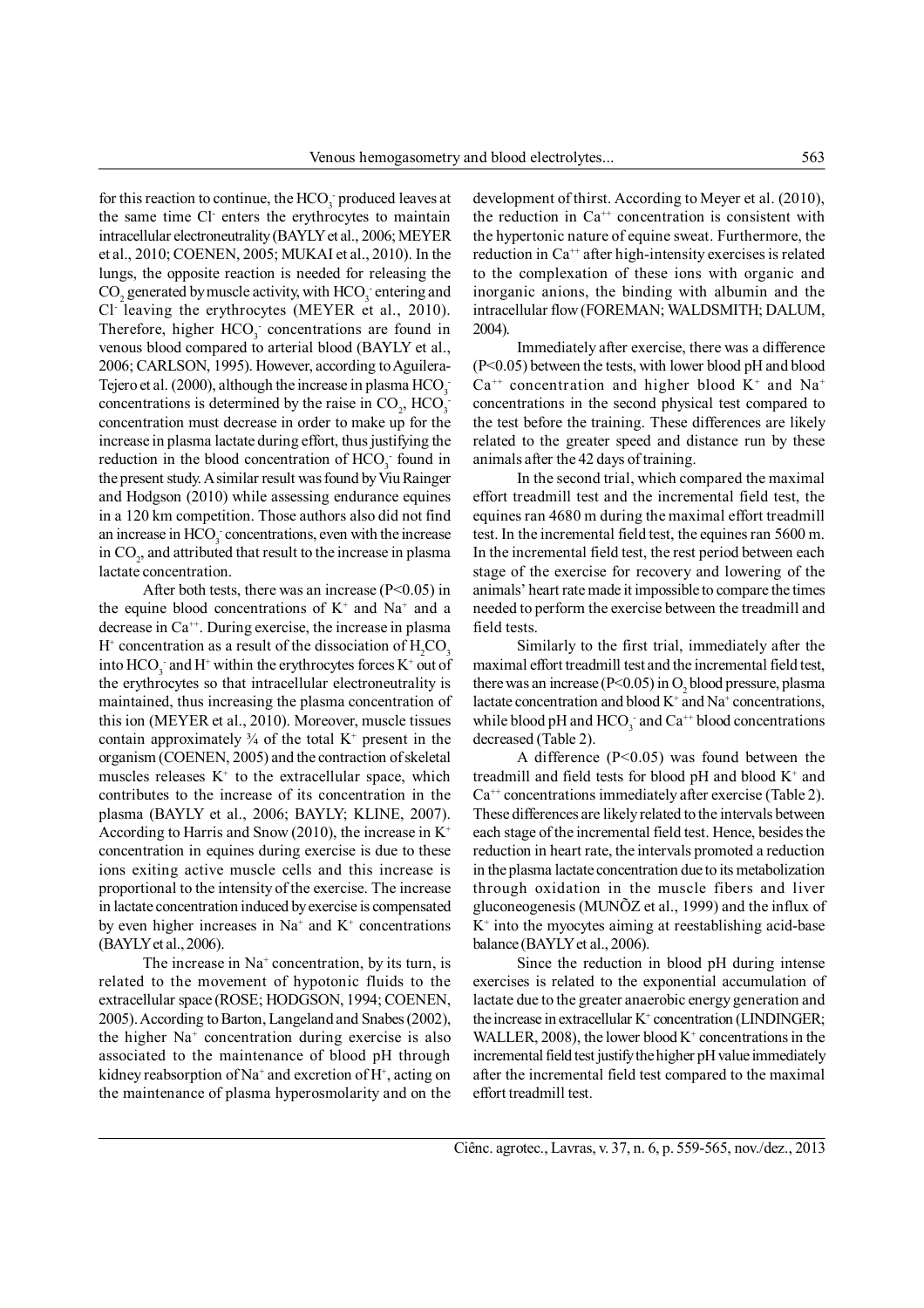for this reaction to continue, the $HCO_3^-$ produced leaves at the same time $Cl^-$ enters the erythrocytes to maintain intracellular electroneutrality (BAYLY et al., 2006; MEYER et al., 2010; COENEN, 2005; MUKAI et al., 2010). In the lungs, the opposite reaction is needed for releasing the $CO_2$ generated by muscle activity, with $HCO_3^-$ entering and $Cl^-$ leaving the erythrocytes (MEYER et al., 2010). Therefore, higher $HCO_3^-$ concentrations are found in venous blood compared to arterial blood (BAYLY et al., 2006; CARLSON, 1995). However, according to Aguilera-Tejero et al. (2000), although the increase in plasma $HCO_3^-$ concentrations is determined by the raise in $CO_2$, $HCO_3^-$ concentration must decrease in order to make up for the increase in plasma lactate during effort, thus justifying the reduction in the blood concentration of $HCO_3^-$ found in the present study. A similar result was found by Viu Rainger and Hodgson (2010) while assessing endurance equines in a 120 km competition. Those authors also did not find an increase in $HCO_3^-$ concentrations, even with the increase in $CO_2$, and attributed that result to the increase in plasma lactate concentration.

After both tests, there was an increase ($P<0.05$) in the equine blood concentrations of $K^+$ and $Na^+$ and a decrease in $Ca^{++}$. During exercise, the increase in plasma $H^+$ concentration as a result of the dissociation of $H_2CO_3$ into $HCO_3^-$ and $H^+$ within the erythrocytes forces $K^+$ out of the erythrocytes so that intracellular electroneutrality is maintained, thus increasing the plasma concentration of this ion (MEYER et al., 2010). Moreover, muscle tissues contain approximately ¾ of the total $K^+$ present in the organism (COENEN, 2005) and the contraction of skeletal muscles releases $K^+$ to the extracellular space, which contributes to the increase of its concentration in the plasma (BAYLY et al., 2006; BAYLY; KLINE, 2007). According to Harris and Snow (2010), the increase in $K^+$ concentration in equines during exercise is due to these ions exiting active muscle cells and this increase is proportional to the intensity of the exercise. The increase in lactate concentration induced by exercise is compensated by even higher increases in $Na^+$ and $K^+$ concentrations (BAYLY et al., 2006).

The increase in $Na^+$ concentration, by its turn, is related to the movement of hypotonic fluids to the extracellular space (ROSE; HODGSON, 1994; COENEN, 2005). According to Barton, Langeland and Snabes (2002), the higher $Na^+$ concentration during exercise is also associated to the maintenance of blood pH through kidney reabsorption of $Na^+$ and excretion of $H^+$, acting on the maintenance of plasma hyperosmolarity and on the development of thirst. According to Meyer et al. (2010), the reduction in $Ca^{++}$ concentration is consistent with the hypertonic nature of equine sweat. Furthermore, the reduction in $Ca^{++}$ after high-intensity exercises is related to the complexation of these ions with organic and inorganic anions, the binding with albumin and the intracellular flow (FOREMAN; WALDSMITH; DALUM, 2004).

Immediately after exercise, there was a difference ($P<0.05$) between the tests, with lower blood pH and blood $Ca^{++}$ concentration and higher blood $K^+$ and $Na^+$ concentrations in the second physical test compared to the test before the training. These differences are likely related to the greater speed and distance run by these animals after the 42 days of training.

In the second trial, which compared the maximal effort treadmill test and the incremental field test, the equines ran 4680 m during the maximal effort treadmill test. In the incremental field test, the equines ran 5600 m. In the incremental field test, the rest period between each stage of the exercise for recovery and lowering of the animals' heart rate made it impossible to compare the times needed to perform the exercise between the treadmill and field tests.

Similarly to the first trial, immediately after the maximal effort treadmill test and the incremental field test, there was an increase ($P<0.05$) in $O_2$ blood pressure, plasma lactate concentration and blood $K^+$ and $Na^+$ concentrations, while blood pH and $HCO_3^-$ and $Ca^{++}$ blood concentrations decreased (Table 2).

A difference ($P<0.05$) was found between the treadmill and field tests for blood pH and blood $K^+$ and $Ca^{++}$ concentrations immediately after exercise (Table 2). These differences are likely related to the intervals between each stage of the incremental field test. Hence, besides the reduction in heart rate, the intervals promoted a reduction in the plasma lactate concentration due to its metabolization through oxidation in the muscle fibers and liver gluconeogenesis (MUNÕZ et al., 1999) and the influx of $K^+$ into the myocytes aiming at reestablishing acid-base balance (BAYLY et al., 2006).

Since the reduction in blood pH during intense exercises is related to the exponential accumulation of lactate due to the greater anaerobic energy generation and the increase in extracellular $K^+$ concentration (LINDINGER; WALLER, 2008), the lower blood $K^+$ concentrations in the incremental field test justify the higher pH value immediately after the incremental field test compared to the maximal effort treadmill test.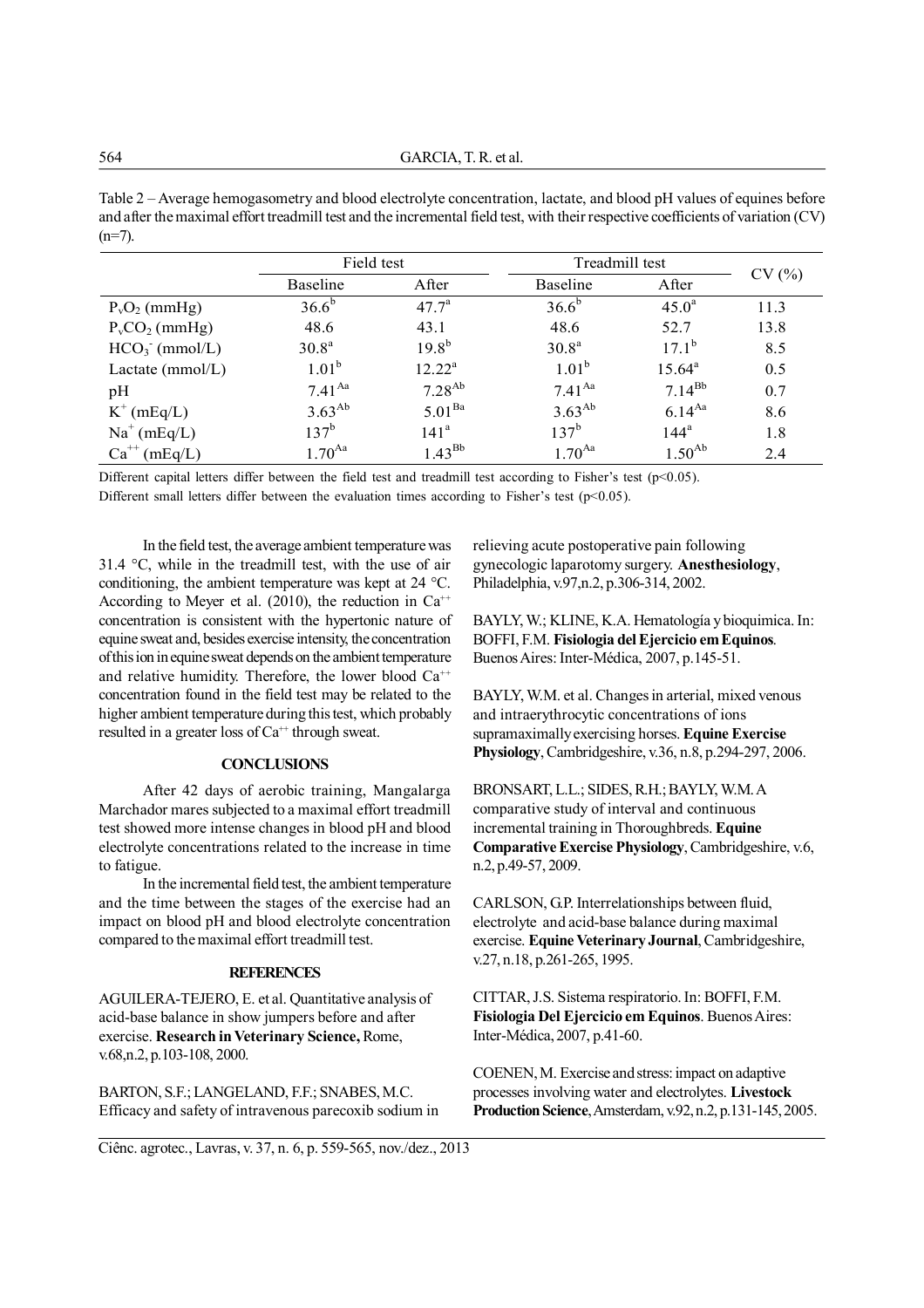Table 2 – Average hemogasometry and blood electrolyte concentration, lactate, and blood pH values of equines before and after the maximal effort treadmill test and the incremental field test, with their respective coefficients of variation (CV) (n=7).

| | Field test | | Treadmill test | | CV (%) |
|---|---|---|---|---|---|
| | Baseline | After | Baseline | After | |
| $P_vO_2$ (mmHg) | $36.6^{b}$ | $47.7^{a}$ | $36.6^{b}$ | $45.0^{a}$ | 11.3 |
| $P_vCO_2$ (mmHg) | 48.6 | 43.1 | 48.6 | 52.7 | 13.8 |
| $HCO_3^-$ (mmol/L) | $30.8^{a}$ | $19.8^{b}$ | $30.8^{a}$ | $17.1^{b}$ | 8.5 |
| Lactate (mmol/L) | $1.01^{b}$ | $12.22^{a}$ | $1.01^{b}$ | $15.64^{a}$ | 0.5 |
| pH | $7.41^{Aa}$ | $7.28^{Ab}$ | $7.41^{Aa}$ | $7.14^{Bb}$ | 0.7 |
| $K^+$ (mEq/L) | $3.63^{Ab}$ | $5.01^{Ba}$ | $3.63^{Ab}$ | $6.14^{Aa}$ | 8.6 |
| $Na^+$ (mEq/L) | $137^{b}$ | $141^{a}$ | $137^{b}$ | $144^{a}$ | 1.8 |
| $Ca^{++}$ (mEq/L) | $1.70^{Aa}$ | $1.43^{Bb}$ | $1.70^{Aa}$ | $1.50^{Ab}$ | 2.4 |

Different capital letters differ between the field test and treadmill test according to Fisher's test ($p<0.05$).
Different small letters differ between the evaluation times according to Fisher's test ($p<0.05$).

In the field test, the average ambient temperature was 31.4 °C, while in the treadmill test, with the use of air conditioning, the ambient temperature was kept at 24 °C. According to Meyer et al. (2010), the reduction in $Ca^{++}$ concentration is consistent with the hypertonic nature of equine sweat and, besides exercise intensity, the concentration of this ion in equine sweat depends on the ambient temperature and relative humidity. Therefore, the lower blood $Ca^{++}$ concentration found in the field test may be related to the higher ambient temperature during this test, which probably resulted in a greater loss of $Ca^{++}$ through sweat.

## CONCLUSIONS

After 42 days of aerobic training, Mangalarga Marchador mares subjected to a maximal effort treadmill test showed more intense changes in blood pH and blood electrolyte concentrations related to the increase in time to fatigue.

In the incremental field test, the ambient temperature and the time between the stages of the exercise had an impact on blood pH and blood electrolyte concentration compared to the maximal effort treadmill test.

## REFERENCES

AGUILERA-TEJERO, E. et al. Quantitative analysis of acid-base balance in show jumpers before and after exercise. **Research in Veterinary Science,** Rome, v.68,n.2, p.103-108, 2000.

BARTON, S.F.; LANGELAND, F.F.; SNABES, M.C. Efficacy and safety of intravenous parecoxib sodium in relieving acute postoperative pain following gynecologic laparotomy surgery. **Anesthesiology**, Philadelphia, v.97,n.2, p.306-314, 2002.

BAYLY, W.; KLINE, K.A. Hematología y bioquimica. In: BOFFI, F.M. **Fisiologia del Ejercicio em Equinos**. Buenos Aires: Inter-Médica, 2007, p.145-51.

BAYLY, W.M. et al. Changes in arterial, mixed venous and intraerythrocytic concentrations of ions supramaximally exercising horses. **Equine Exercise Physiology**, Cambridgeshire, v.36, n.8, p.294-297, 2006.

BRONSART, L.L.; SIDES, R.H.; BAYLY, W.M. A comparative study of interval and continuous incremental training in Thoroughbreds. **Equine Comparative Exercise Physiology**, Cambridgeshire, v.6, n.2, p.49-57, 2009.

CARLSON, G.P. Interrelationships between fluid, electrolyte and acid-base balance during maximal exercise. **Equine Veterinary Journal**, Cambridgeshire, v.27, n.18, p.261-265, 1995.

CITTAR, J.S. Sistema respiratorio. In: BOFFI, F.M. **Fisiologia Del Ejercicio em Equinos**. Buenos Aires: Inter-Médica, 2007, p.41-60.

COENEN, M. Exercise and stress: impact on adaptive processes involving water and electrolytes. **Livestock Production Science**, Amsterdam, v.92, n.2, p.131-145, 2005.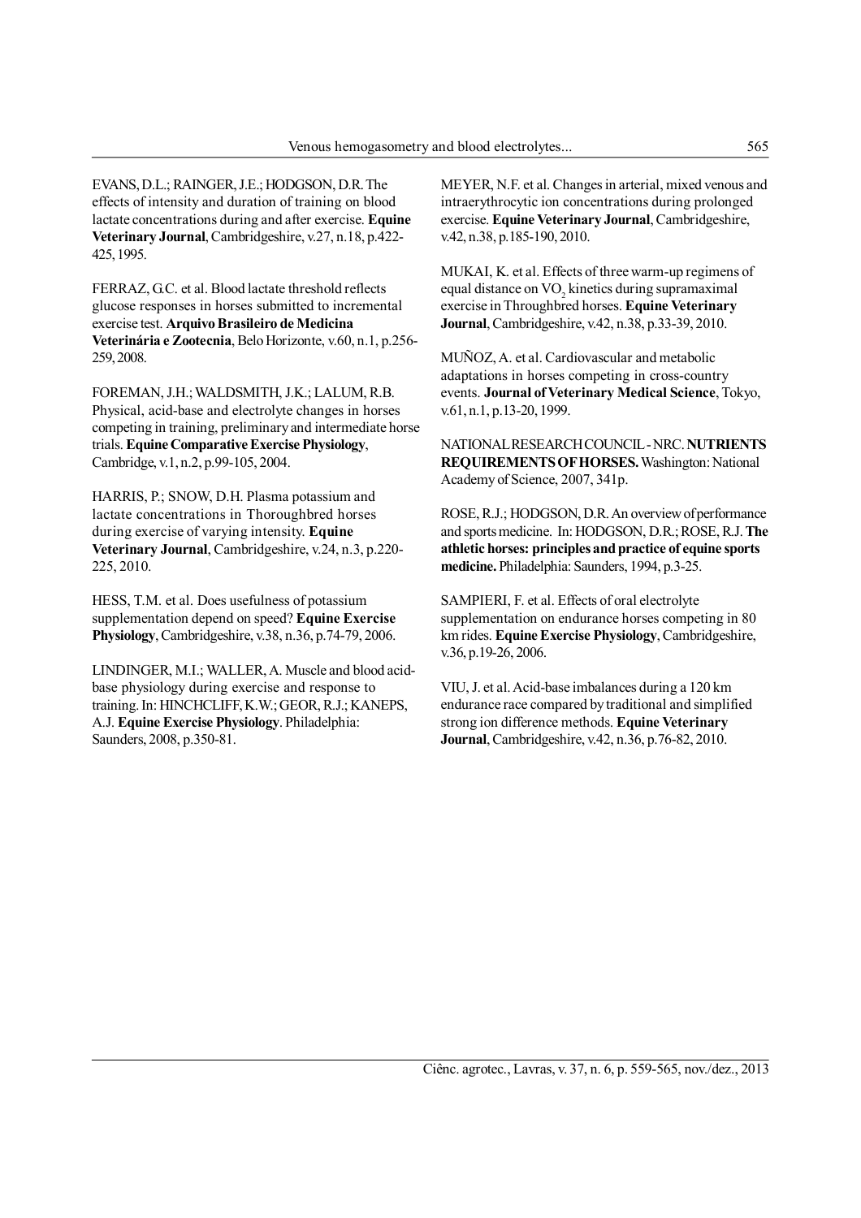EVANS, D.L.; RAINGER, J.E.; HODGSON, D.R. The effects of intensity and duration of training on blood lactate concentrations during and after exercise. **Equine Veterinary Journal**, Cambridgeshire, v.27, n.18, p.422-425, 1995.

FERRAZ, G.C. et al. Blood lactate threshold reflects glucose responses in horses submitted to incremental exercise test. **Arquivo Brasileiro de Medicina Veterinária e Zootecnia**, Belo Horizonte, v.60, n.1, p.256-259, 2008.

FOREMAN, J.H.; WALDSMITH, J.K.; LALUM, R.B. Physical, acid-base and electrolyte changes in horses competing in training, preliminary and intermediate horse trials. **Equine Comparative Exercise Physiology**, Cambridge, v.1, n.2, p.99-105, 2004.

HARRIS, P.; SNOW, D.H. Plasma potassium and lactate concentrations in Thoroughbred horses during exercise of varying intensity. **Equine Veterinary Journal**, Cambridgeshire, v.24, n.3, p.220-225, 2010.

HESS, T.M. et al. Does usefulness of potassium supplementation depend on speed? **Equine Exercise Physiology**, Cambridgeshire, v.38, n.36, p.74-79, 2006.

LINDINGER, M.I.; WALLER, A. Muscle and blood acid-base physiology during exercise and response to training. In: HINCHCLIFF, K.W.; GEOR, R.J.; KANEPS, A.J. **Equine Exercise Physiology**. Philadelphia: Saunders, 2008, p.350-81.

MEYER, N.F. et al. Changes in arterial, mixed venous and intraerythrocytic ion concentrations during prolonged exercise. **Equine Veterinary Journal**, Cambridgeshire, v.42, n.38, p.185-190, 2010.

MUKAI, K. et al. Effects of three warm-up regimens of equal distance on $VO_2$ kinetics during supramaximal exercise in Throughbred horses. **Equine Veterinary Journal**, Cambridgeshire, v.42, n.38, p.33-39, 2010.

MUÑOZ, A. et al. Cardiovascular and metabolic adaptations in horses competing in cross-country events. **Journal of Veterinary Medical Science**, Tokyo, v.61, n.1, p.13-20, 1999.

NATIONAL RESEARCH COUNCIL - NRC. **NUTRIENTS REQUIREMENTS OF HORSES.** Washington: National Academy of Science, 2007, 341p.

ROSE, R.J.; HODGSON, D.R. An overview of performance and sports medicine. In: HODGSON, D.R.; ROSE, R.J. **The athletic horses: principles and practice of equine sports medicine.** Philadelphia: Saunders, 1994, p.3-25.

SAMPIERI, F. et al. Effects of oral electrolyte supplementation on endurance horses competing in 80 km rides. **Equine Exercise Physiology**, Cambridgeshire, v.36, p.19-26, 2006.

VIU, J. et al. Acid-base imbalances during a 120 km endurance race compared by traditional and simplified strong ion difference methods. **Equine Veterinary Journal**, Cambridgeshire, v.42, n.36, p.76-82, 2010.